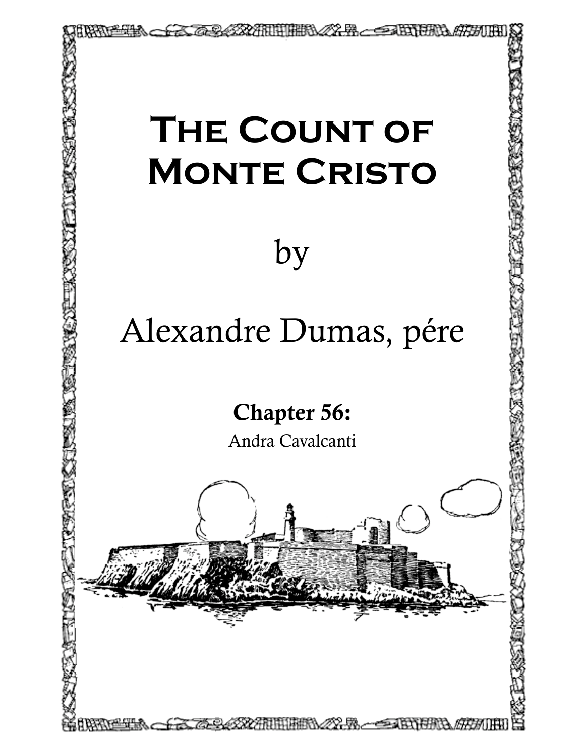# The Count of Monte Cristo

by

Alexandre Dumas, pére

## Chapter 56:

Andra Cavalcanti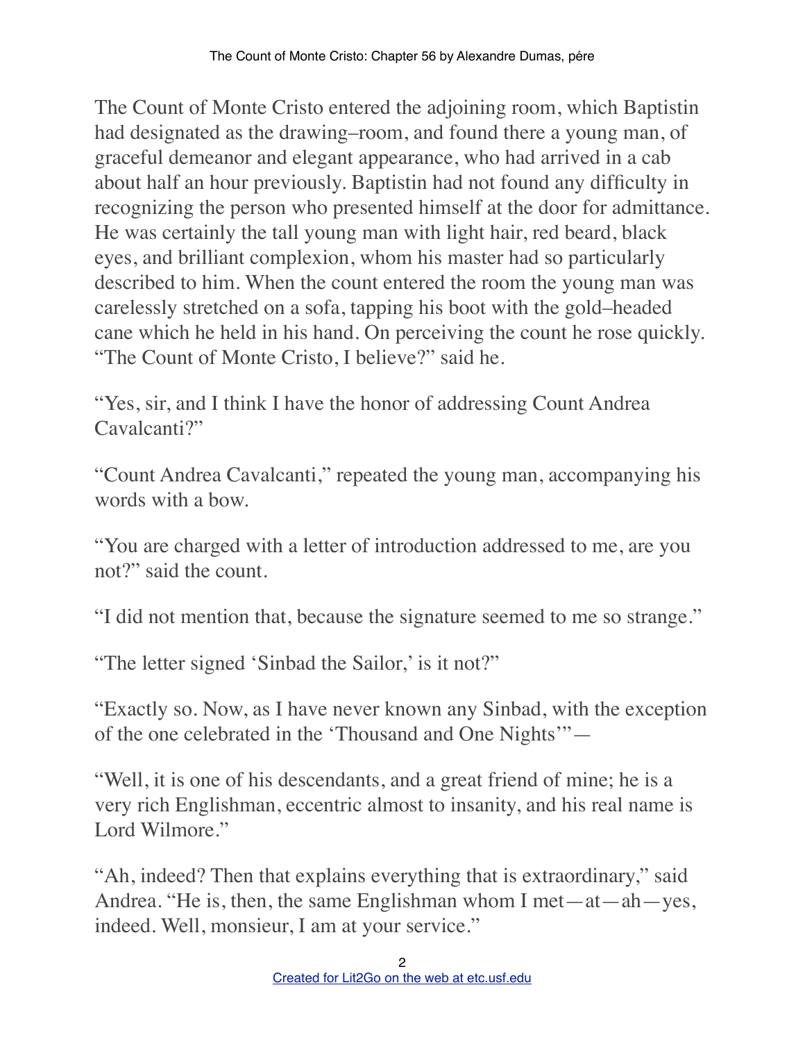The Count of Monte Cristo entered the adjoining room, which Baptistin had designated as the drawing–room, and found there a young man, of graceful demeanor and elegant appearance, who had arrived in a cab about half an hour previously. Baptistin had not found any difficulty in recognizing the person who presented himself at the door for admittance. He was certainly the tall young man with light hair, red beard, black eyes, and brilliant complexion, whom his master had so particularly described to him. When the count entered the room the young man was carelessly stretched on a sofa, tapping his boot with the gold–headed cane which he held in his hand. On perceiving the count he rose quickly. "The Count of Monte Cristo, I believe?" said he.

"Yes, sir, and I think I have the honor of addressing Count Andrea Cavalcanti?"

"Count Andrea Cavalcanti," repeated the young man, accompanying his words with a bow.

"You are charged with a letter of introduction addressed to me, are you not?" said the count.

"I did not mention that, because the signature seemed to me so strange."

"The letter signed 'Sinbad the Sailor,' is it not?"

"Exactly so. Now, as I have never known any Sinbad, with the exception of the one celebrated in the 'Thousand and One Nights'"—

"Well, it is one of his descendants, and a great friend of mine; he is a very rich Englishman, eccentric almost to insanity, and his real name is Lord Wilmore."

"Ah, indeed? Then that explains everything that is extraordinary," said Andrea. "He is, then, the same Englishman whom I met—at—ah—yes, indeed. Well, monsieur, I am at your service."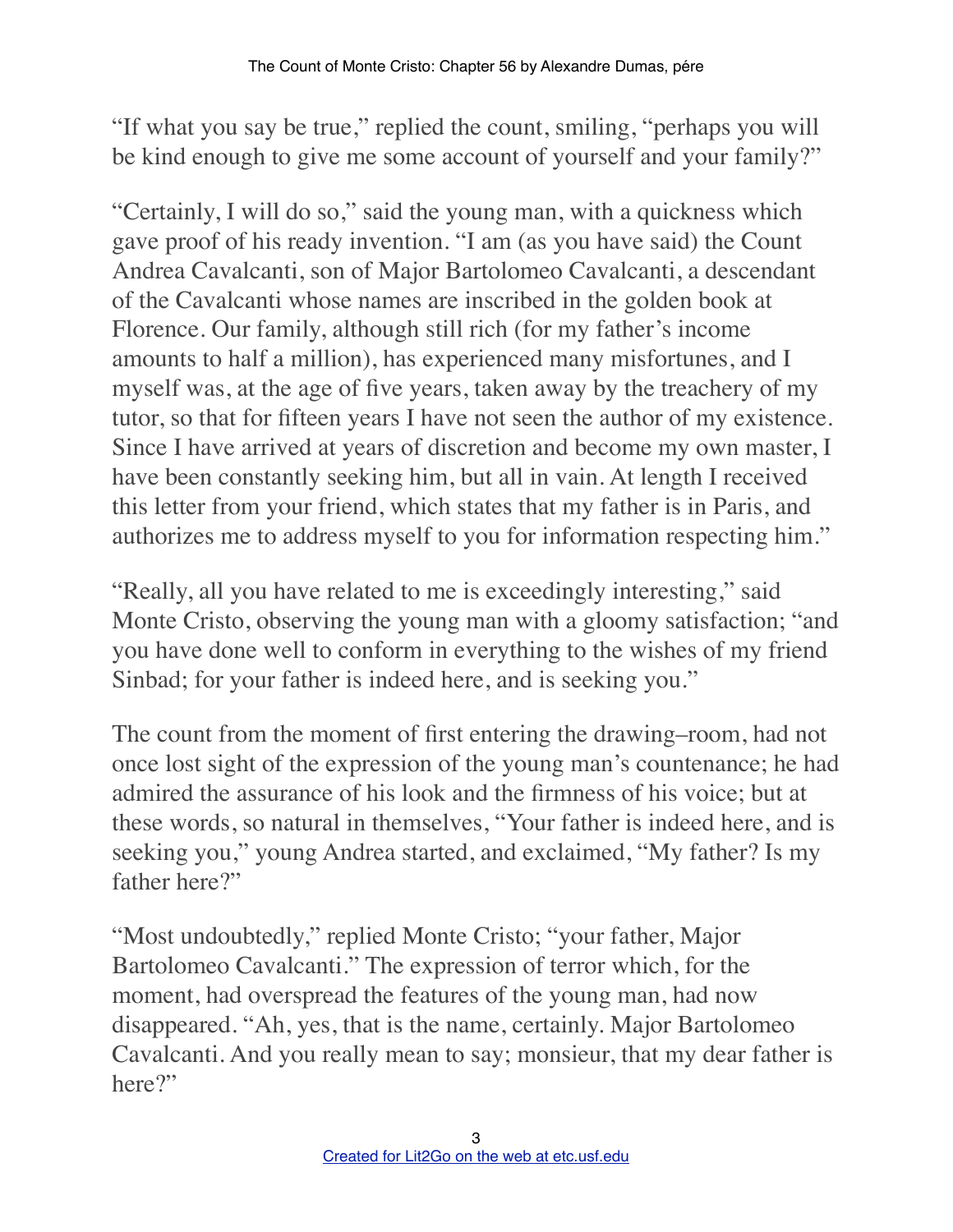"If what you say be true," replied the count, smiling, "perhaps you will be kind enough to give me some account of yourself and your family?"

"Certainly, I will do so," said the young man, with a quickness which gave proof of his ready invention. "I am (as you have said) the Count Andrea Cavalcanti, son of Major Bartolomeo Cavalcanti, a descendant of the Cavalcanti whose names are inscribed in the golden book at Florence. Our family, although still rich (for my father's income amounts to half a million), has experienced many misfortunes, and I myself was, at the age of five years, taken away by the treachery of my tutor, so that for fifteen years I have not seen the author of my existence. Since I have arrived at years of discretion and become my own master, I have been constantly seeking him, but all in vain. At length I received this letter from your friend, which states that my father is in Paris, and authorizes me to address myself to you for information respecting him."

"Really, all you have related to me is exceedingly interesting," said Monte Cristo, observing the young man with a gloomy satisfaction; "and you have done well to conform in everything to the wishes of my friend Sinbad; for your father is indeed here, and is seeking you."

The count from the moment of first entering the drawing–room, had not once lost sight of the expression of the young man's countenance; he had admired the assurance of his look and the firmness of his voice; but at these words, so natural in themselves, "Your father is indeed here, and is seeking you," young Andrea started, and exclaimed, "My father? Is my father here?"

"Most undoubtedly," replied Monte Cristo; "your father, Major Bartolomeo Cavalcanti." The expression of terror which, for the moment, had overspread the features of the young man, had now disappeared. "Ah, yes, that is the name, certainly. Major Bartolomeo Cavalcanti. And you really mean to say; monsieur, that my dear father is here?"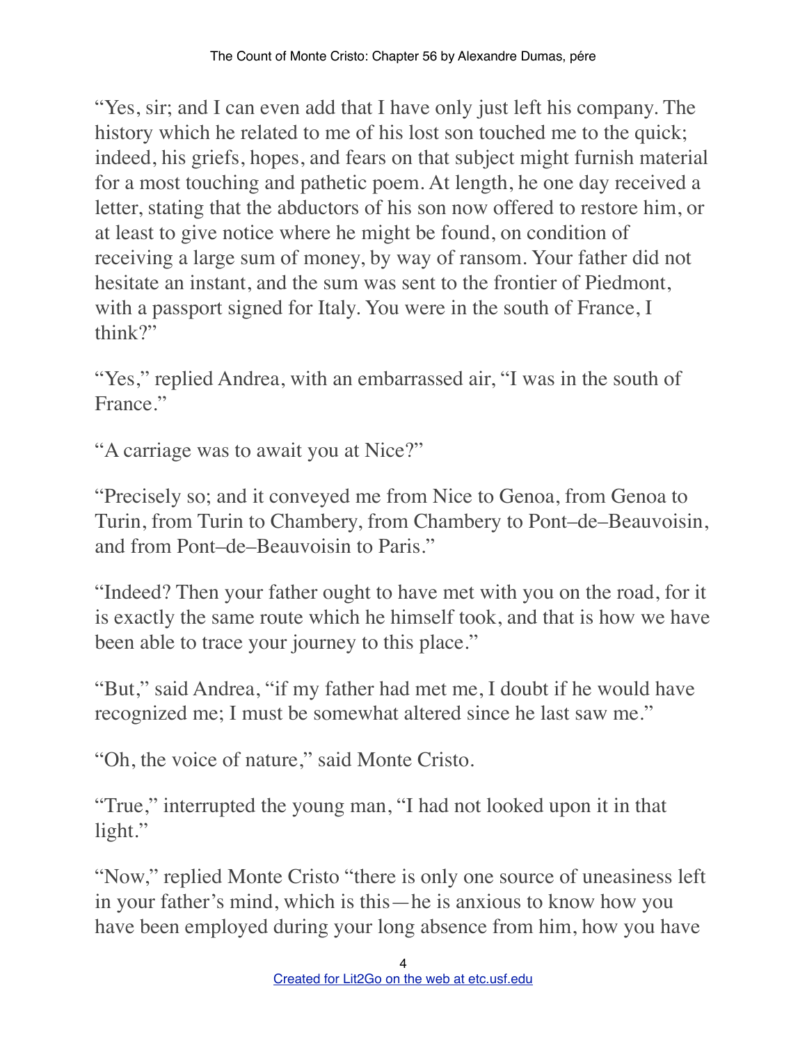"Yes, sir; and I can even add that I have only just left his company. The history which he related to me of his lost son touched me to the quick; indeed, his griefs, hopes, and fears on that subject might furnish material for a most touching and pathetic poem. At length, he one day received a letter, stating that the abductors of his son now offered to restore him, or at least to give notice where he might be found, on condition of receiving a large sum of money, by way of ransom. Your father did not hesitate an instant, and the sum was sent to the frontier of Piedmont, with a passport signed for Italy. You were in the south of France, I think?"

"Yes," replied Andrea, with an embarrassed air, "I was in the south of France."

"A carriage was to await you at Nice?"

"Precisely so; and it conveyed me from Nice to Genoa, from Genoa to Turin, from Turin to Chambery, from Chambery to Pont–de–Beauvoisin, and from Pont–de–Beauvoisin to Paris."

"Indeed? Then your father ought to have met with you on the road, for it is exactly the same route which he himself took, and that is how we have been able to trace your journey to this place."

"But," said Andrea, "if my father had met me, I doubt if he would have recognized me; I must be somewhat altered since he last saw me."

"Oh, the voice of nature," said Monte Cristo.

"True," interrupted the young man, "I had not looked upon it in that light."

"Now," replied Monte Cristo "there is only one source of uneasiness left in your father's mind, which is this—he is anxious to know how you have been employed during your long absence from him, how you have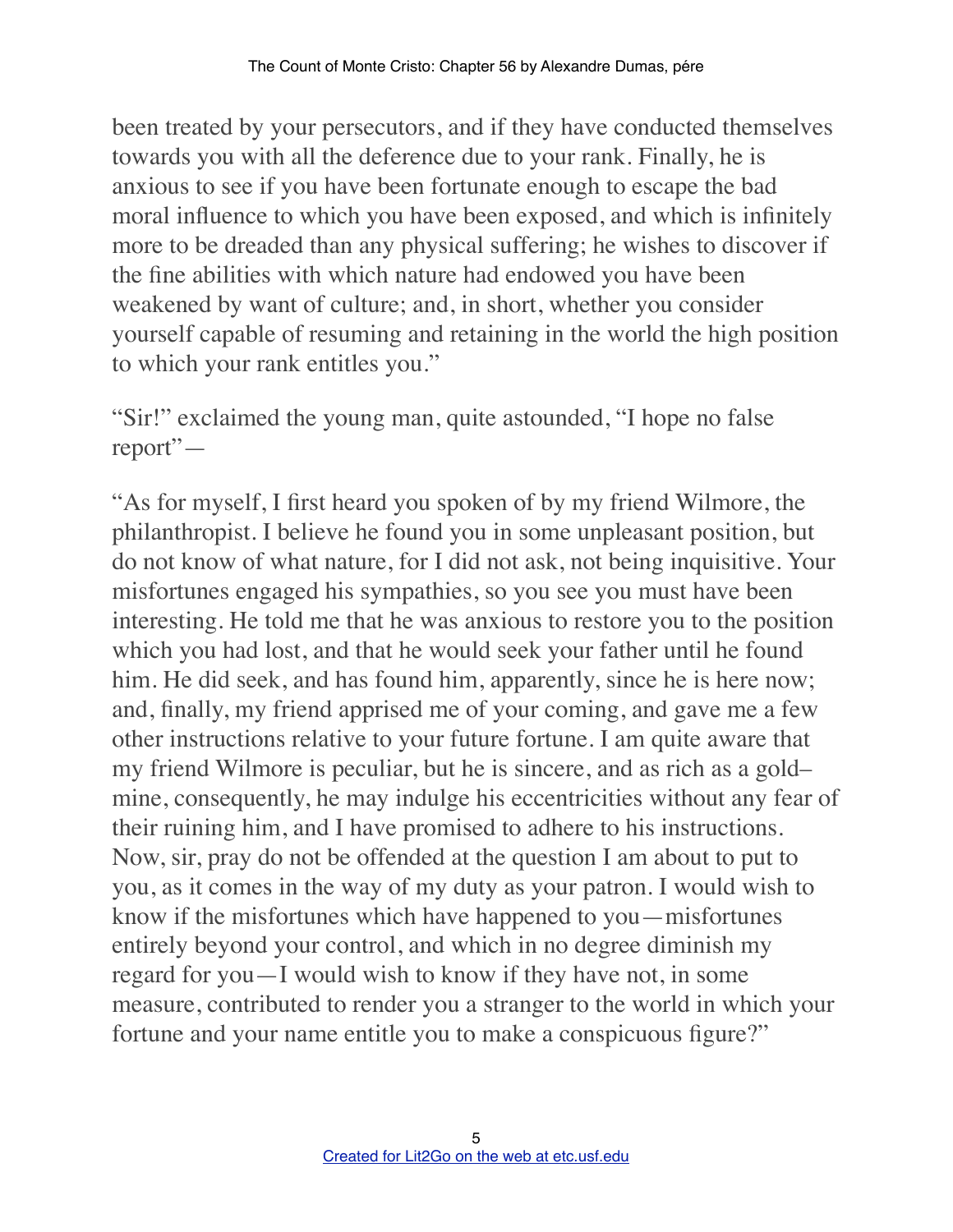been treated by your persecutors, and if they have conducted themselves towards you with all the deference due to your rank. Finally, he is anxious to see if you have been fortunate enough to escape the bad moral influence to which you have been exposed, and which is infinitely more to be dreaded than any physical suffering; he wishes to discover if the fine abilities with which nature had endowed you have been weakened by want of culture; and, in short, whether you consider yourself capable of resuming and retaining in the world the high position to which your rank entitles you."

"Sir!" exclaimed the young man, quite astounded, "I hope no false report"—

"As for myself, I first heard you spoken of by my friend Wilmore, the philanthropist. I believe he found you in some unpleasant position, but do not know of what nature, for I did not ask, not being inquisitive. Your misfortunes engaged his sympathies, so you see you must have been interesting. He told me that he was anxious to restore you to the position which you had lost, and that he would seek your father until he found him. He did seek, and has found him, apparently, since he is here now; and, finally, my friend apprised me of your coming, and gave me a few other instructions relative to your future fortune. I am quite aware that my friend Wilmore is peculiar, but he is sincere, and as rich as a gold–mine, consequently, he may indulge his eccentricities without any fear of their ruining him, and I have promised to adhere to his instructions. Now, sir, pray do not be offended at the question I am about to put to you, as it comes in the way of my duty as your patron. I would wish to know if the misfortunes which have happened to you—misfortunes entirely beyond your control, and which in no degree diminish my regard for you—I would wish to know if they have not, in some measure, contributed to render you a stranger to the world in which your fortune and your name entitle you to make a conspicuous figure?"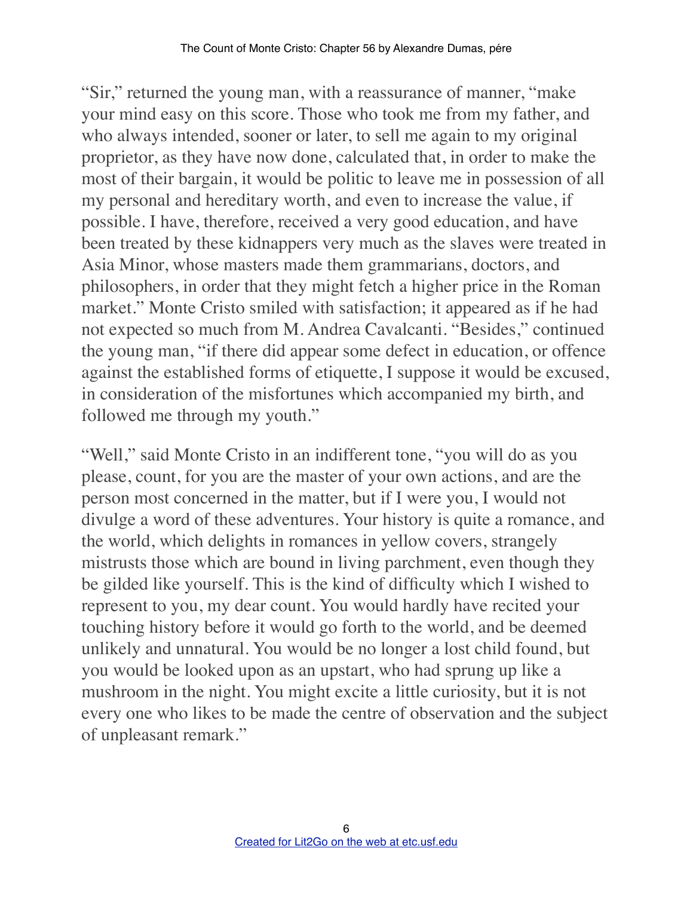"Sir," returned the young man, with a reassurance of manner, "make your mind easy on this score. Those who took me from my father, and who always intended, sooner or later, to sell me again to my original proprietor, as they have now done, calculated that, in order to make the most of their bargain, it would be politic to leave me in possession of all my personal and hereditary worth, and even to increase the value, if possible. I have, therefore, received a very good education, and have been treated by these kidnappers very much as the slaves were treated in Asia Minor, whose masters made them grammarians, doctors, and philosophers, in order that they might fetch a higher price in the Roman market." Monte Cristo smiled with satisfaction; it appeared as if he had not expected so much from M. Andrea Cavalcanti. "Besides," continued the young man, "if there did appear some defect in education, or offence against the established forms of etiquette, I suppose it would be excused, in consideration of the misfortunes which accompanied my birth, and followed me through my youth."

"Well," said Monte Cristo in an indifferent tone, "you will do as you please, count, for you are the master of your own actions, and are the person most concerned in the matter, but if I were you, I would not divulge a word of these adventures. Your history is quite a romance, and the world, which delights in romances in yellow covers, strangely mistrusts those which are bound in living parchment, even though they be gilded like yourself. This is the kind of difficulty which I wished to represent to you, my dear count. You would hardly have recited your touching history before it would go forth to the world, and be deemed unlikely and unnatural. You would be no longer a lost child found, but you would be looked upon as an upstart, who had sprung up like a mushroom in the night. You might excite a little curiosity, but it is not every one who likes to be made the centre of observation and the subject of unpleasant remark."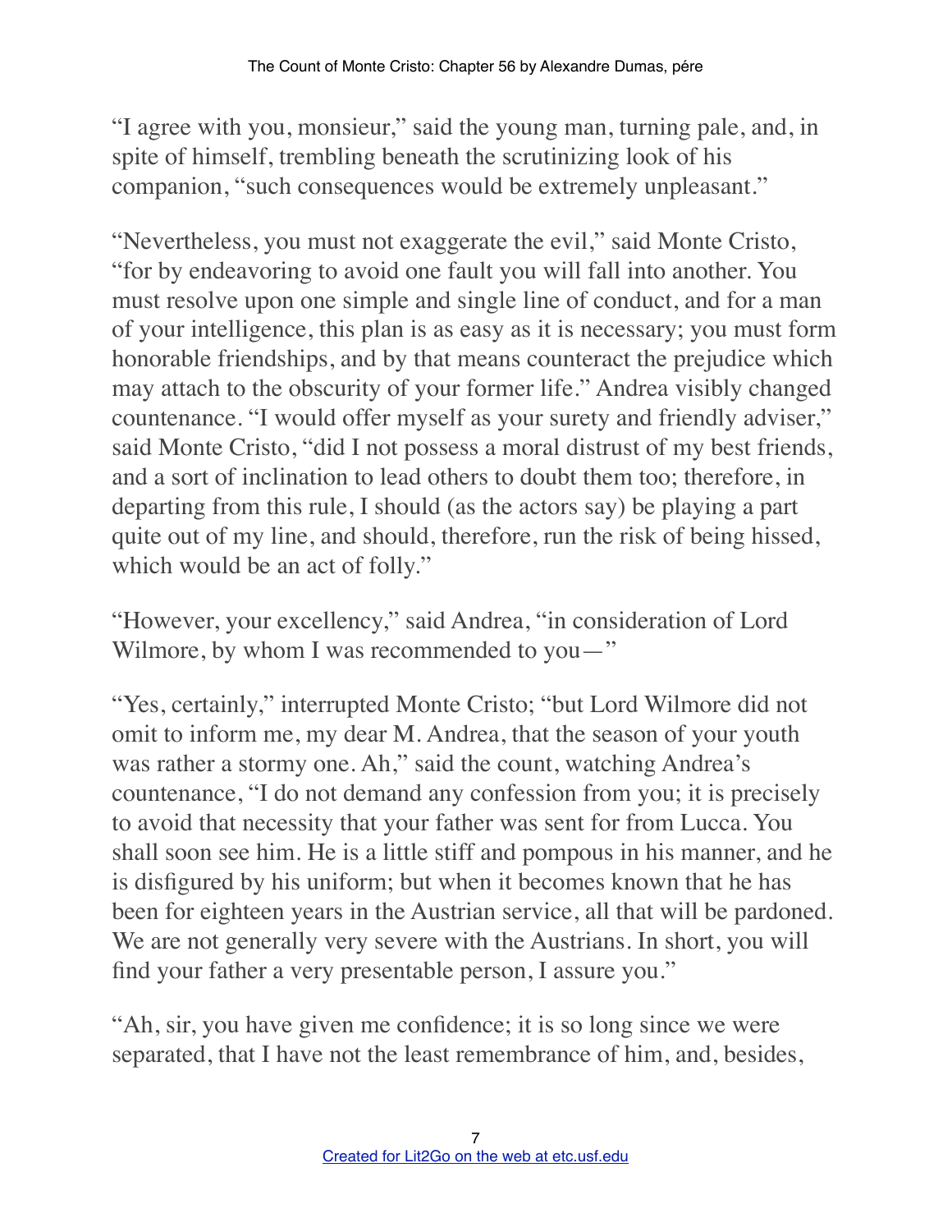"I agree with you, monsieur," said the young man, turning pale, and, in spite of himself, trembling beneath the scrutinizing look of his companion, "such consequences would be extremely unpleasant."

"Nevertheless, you must not exaggerate the evil," said Monte Cristo, "for by endeavoring to avoid one fault you will fall into another. You must resolve upon one simple and single line of conduct, and for a man of your intelligence, this plan is as easy as it is necessary; you must form honorable friendships, and by that means counteract the prejudice which may attach to the obscurity of your former life." Andrea visibly changed countenance. "I would offer myself as your surety and friendly adviser," said Monte Cristo, "did I not possess a moral distrust of my best friends, and a sort of inclination to lead others to doubt them too; therefore, in departing from this rule, I should (as the actors say) be playing a part quite out of my line, and should, therefore, run the risk of being hissed, which would be an act of folly."

"However, your excellency," said Andrea, "in consideration of Lord Wilmore, by whom I was recommended to you—"

"Yes, certainly," interrupted Monte Cristo; "but Lord Wilmore did not omit to inform me, my dear M. Andrea, that the season of your youth was rather a stormy one. Ah," said the count, watching Andrea's countenance, "I do not demand any confession from you; it is precisely to avoid that necessity that your father was sent for from Lucca. You shall soon see him. He is a little stiff and pompous in his manner, and he is disfigured by his uniform; but when it becomes known that he has been for eighteen years in the Austrian service, all that will be pardoned. We are not generally very severe with the Austrians. In short, you will find your father a very presentable person, I assure you."

"Ah, sir, you have given me confidence; it is so long since we were separated, that I have not the least remembrance of him, and, besides,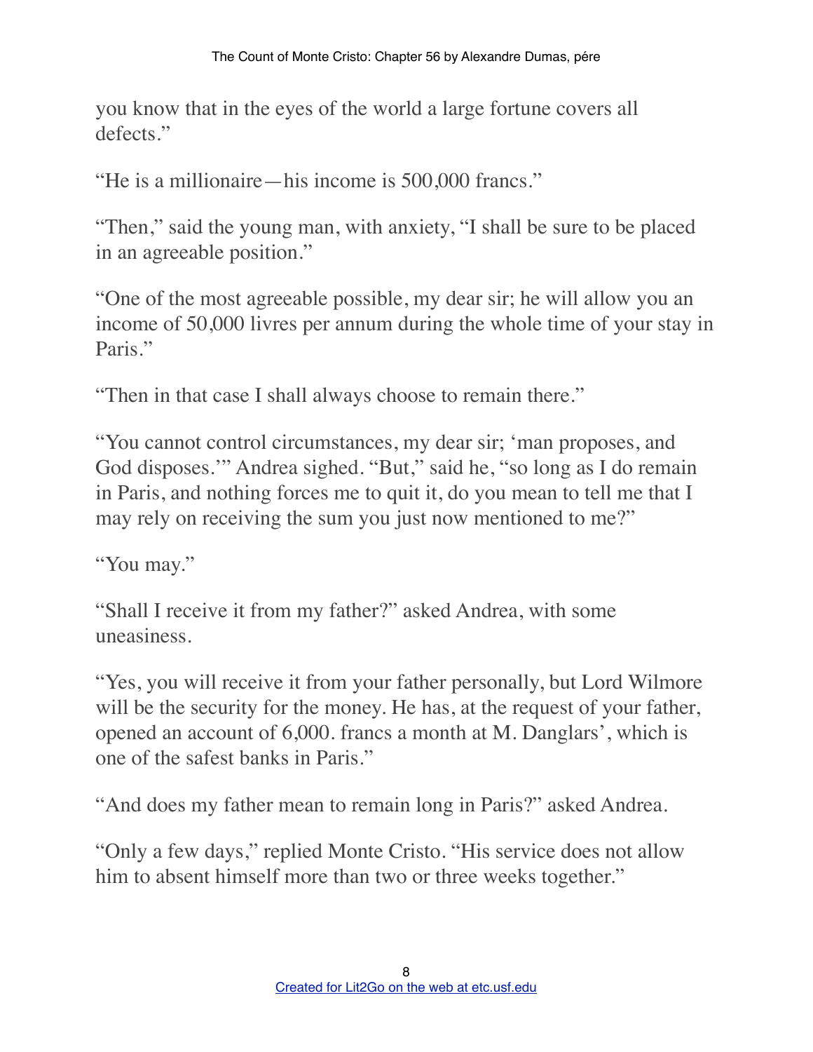you know that in the eyes of the world a large fortune covers all defects."

"He is a millionaire—his income is 500,000 francs."

"Then," said the young man, with anxiety, "I shall be sure to be placed in an agreeable position."

"One of the most agreeable possible, my dear sir; he will allow you an income of 50,000 livres per annum during the whole time of your stay in Paris."

"Then in that case I shall always choose to remain there."

"You cannot control circumstances, my dear sir; 'man proposes, and God disposes.'" Andrea sighed. "But," said he, "so long as I do remain in Paris, and nothing forces me to quit it, do you mean to tell me that I may rely on receiving the sum you just now mentioned to me?"

"You may."

"Shall I receive it from my father?" asked Andrea, with some uneasiness.

"Yes, you will receive it from your father personally, but Lord Wilmore will be the security for the money. He has, at the request of your father, opened an account of 6,000. francs a month at M. Danglars', which is one of the safest banks in Paris."

"And does my father mean to remain long in Paris?" asked Andrea.

"Only a few days," replied Monte Cristo. "His service does not allow him to absent himself more than two or three weeks together."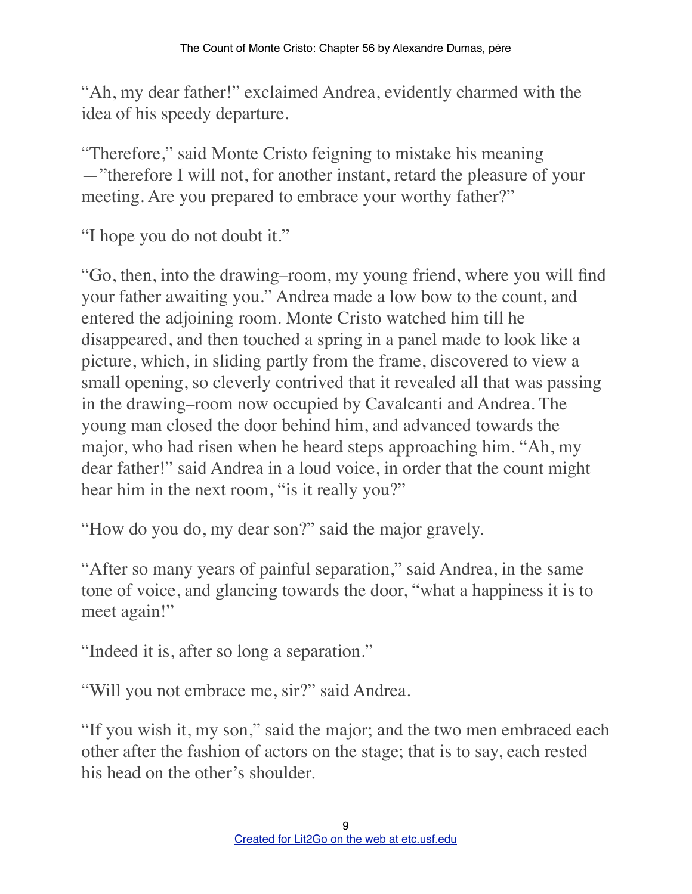"Ah, my dear father!" exclaimed Andrea, evidently charmed with the idea of his speedy departure.

"Therefore," said Monte Cristo feigning to mistake his meaning —"therefore I will not, for another instant, retard the pleasure of your meeting. Are you prepared to embrace your worthy father?"

"I hope you do not doubt it."

"Go, then, into the drawing–room, my young friend, where you will find your father awaiting you." Andrea made a low bow to the count, and entered the adjoining room. Monte Cristo watched him till he disappeared, and then touched a spring in a panel made to look like a picture, which, in sliding partly from the frame, discovered to view a small opening, so cleverly contrived that it revealed all that was passing in the drawing–room now occupied by Cavalcanti and Andrea. The young man closed the door behind him, and advanced towards the major, who had risen when he heard steps approaching him. "Ah, my dear father!" said Andrea in a loud voice, in order that the count might hear him in the next room, "is it really you?"

"How do you do, my dear son?" said the major gravely.

"After so many years of painful separation," said Andrea, in the same tone of voice, and glancing towards the door, "what a happiness it is to meet again!"

"Indeed it is, after so long a separation."

"Will you not embrace me, sir?" said Andrea.

"If you wish it, my son," said the major; and the two men embraced each other after the fashion of actors on the stage; that is to say, each rested his head on the other's shoulder.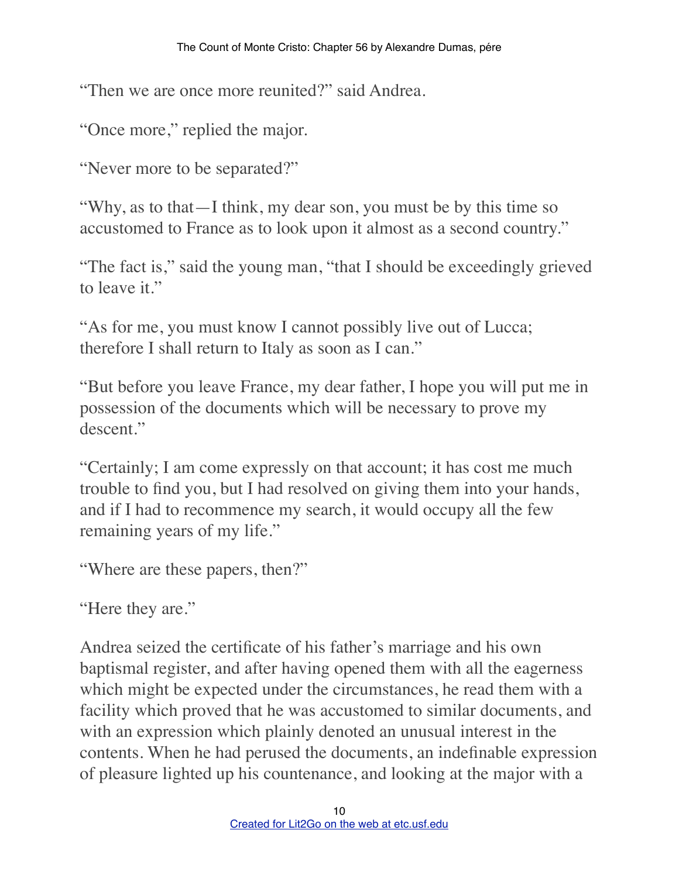"Then we are once more reunited?" said Andrea.

"Once more," replied the major.

"Never more to be separated?"

"Why, as to that—I think, my dear son, you must be by this time so accustomed to France as to look upon it almost as a second country."

"The fact is," said the young man, "that I should be exceedingly grieved to leave it."

"As for me, you must know I cannot possibly live out of Lucca; therefore I shall return to Italy as soon as I can."

"But before you leave France, my dear father, I hope you will put me in possession of the documents which will be necessary to prove my descent."

"Certainly; I am come expressly on that account; it has cost me much trouble to find you, but I had resolved on giving them into your hands, and if I had to recommence my search, it would occupy all the few remaining years of my life."

"Where are these papers, then?"

"Here they are."

Andrea seized the certificate of his father's marriage and his own baptismal register, and after having opened them with all the eagerness which might be expected under the circumstances, he read them with a facility which proved that he was accustomed to similar documents, and with an expression which plainly denoted an unusual interest in the contents. When he had perused the documents, an indefinable expression of pleasure lighted up his countenance, and looking at the major with a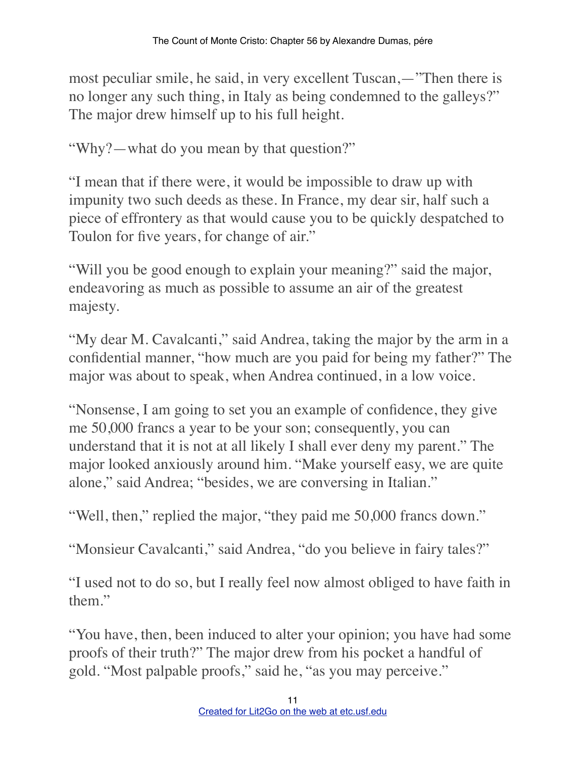most peculiar smile, he said, in very excellent Tuscan,—"Then there is no longer any such thing, in Italy as being condemned to the galleys?" The major drew himself up to his full height.

"Why?—what do you mean by that question?"

"I mean that if there were, it would be impossible to draw up with impunity two such deeds as these. In France, my dear sir, half such a piece of effrontery as that would cause you to be quickly despatched to Toulon for five years, for change of air."

"Will you be good enough to explain your meaning?" said the major, endeavoring as much as possible to assume an air of the greatest majesty.

"My dear M. Cavalcanti," said Andrea, taking the major by the arm in a confidential manner, "how much are you paid for being my father?" The major was about to speak, when Andrea continued, in a low voice.

"Nonsense, I am going to set you an example of confidence, they give me 50,000 francs a year to be your son; consequently, you can understand that it is not at all likely I shall ever deny my parent." The major looked anxiously around him. "Make yourself easy, we are quite alone," said Andrea; "besides, we are conversing in Italian."

"Well, then," replied the major, "they paid me 50,000 francs down."

"Monsieur Cavalcanti," said Andrea, "do you believe in fairy tales?"

"I used not to do so, but I really feel now almost obliged to have faith in them."

"You have, then, been induced to alter your opinion; you have had some proofs of their truth?" The major drew from his pocket a handful of gold. "Most palpable proofs," said he, "as you may perceive."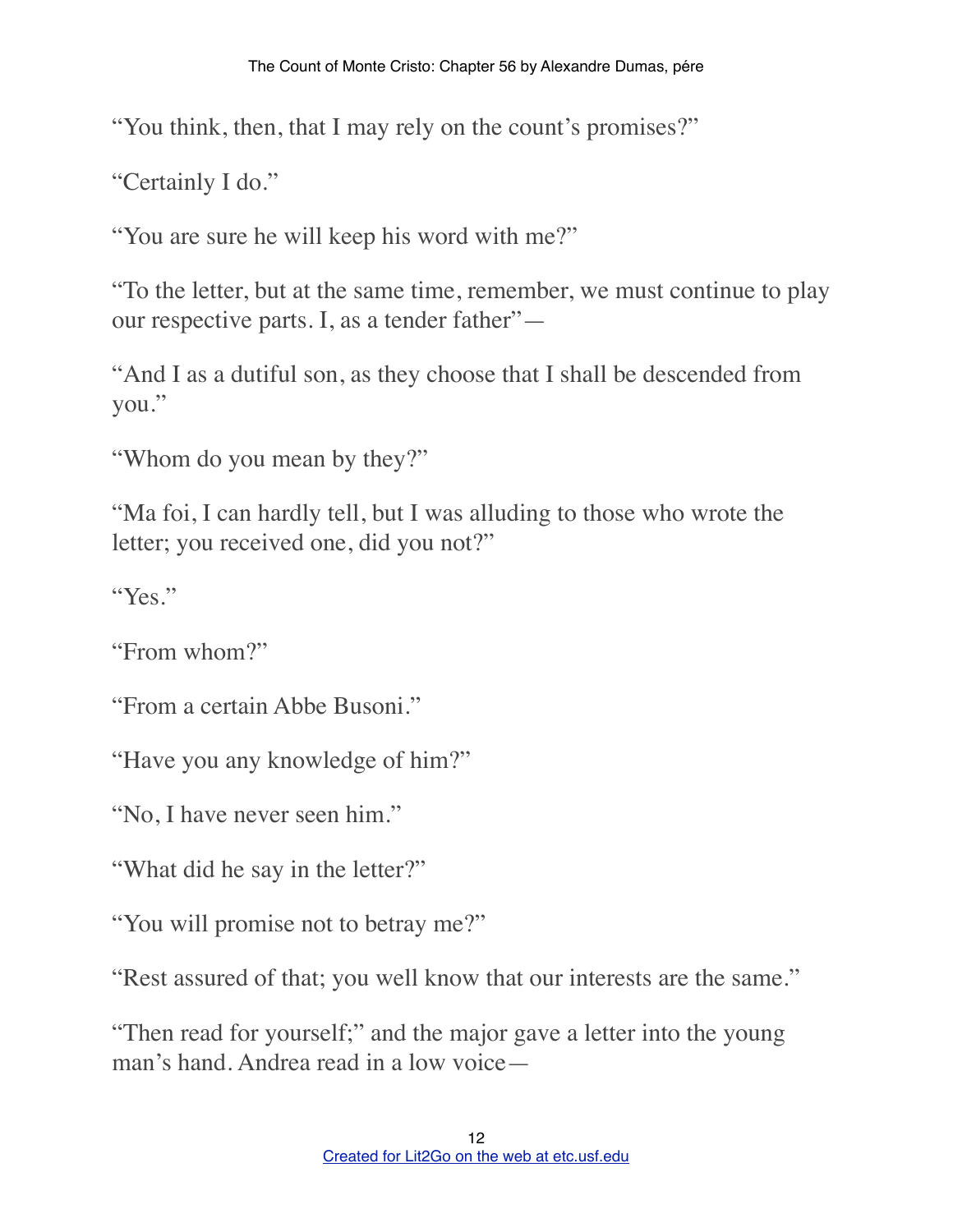"You think, then, that I may rely on the count's promises?"

"Certainly I do."

"You are sure he will keep his word with me?"

"To the letter, but at the same time, remember, we must continue to play our respective parts. I, as a tender father"—

"And I as a dutiful son, as they choose that I shall be descended from you."

"Whom do you mean by they?"

"Ma foi, I can hardly tell, but I was alluding to those who wrote the letter; you received one, did you not?"

"Yes."

"From whom?"

"From a certain Abbe Busoni."

"Have you any knowledge of him?"

"No, I have never seen him."

"What did he say in the letter?"

"You will promise not to betray me?"

"Rest assured of that; you well know that our interests are the same."

"Then read for yourself;" and the major gave a letter into the young man's hand. Andrea read in a low voice—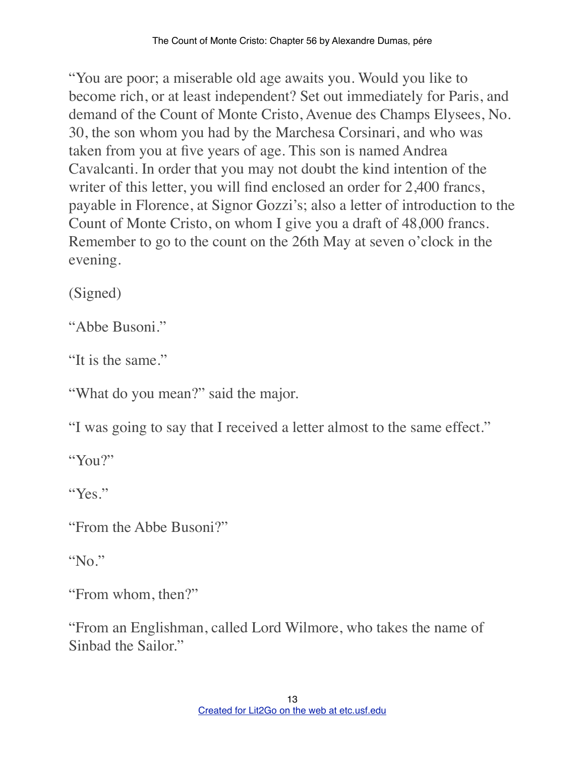"You are poor; a miserable old age awaits you. Would you like to become rich, or at least independent? Set out immediately for Paris, and demand of the Count of Monte Cristo, Avenue des Champs Elysees, No. 30, the son whom you had by the Marchesa Corsinari, and who was taken from you at five years of age. This son is named Andrea Cavalcanti. In order that you may not doubt the kind intention of the writer of this letter, you will find enclosed an order for 2,400 francs, payable in Florence, at Signor Gozzi's; also a letter of introduction to the Count of Monte Cristo, on whom I give you a draft of 48,000 francs. Remember to go to the count on the 26th May at seven o'clock in the evening.

(Signed)

"Abbe Busoni."

"It is the same."

"What do you mean?" said the major.

"I was going to say that I received a letter almost to the same effect."

"You?"

"Yes."

"From the Abbe Busoni?"

"No."

"From whom, then?"

"From an Englishman, called Lord Wilmore, who takes the name of Sinbad the Sailor."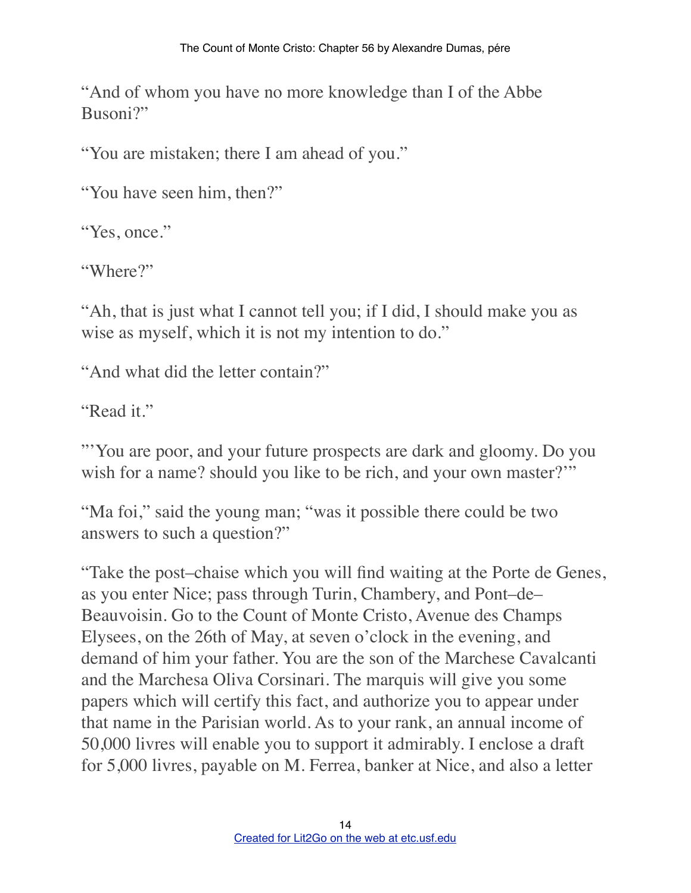"And of whom you have no more knowledge than I of the Abbe Busoni?"

"You are mistaken; there I am ahead of you."

"You have seen him, then?"

"Yes, once."

"Where?"

"Ah, that is just what I cannot tell you; if I did, I should make you as wise as myself, which it is not my intention to do."

"And what did the letter contain?"

"Read it."

"'You are poor, and your future prospects are dark and gloomy. Do you wish for a name? should you like to be rich, and your own master?'"

"Ma foi," said the young man; "was it possible there could be two answers to such a question?"

"Take the post–chaise which you will find waiting at the Porte de Genes, as you enter Nice; pass through Turin, Chambery, and Pont–de–Beauvoisin. Go to the Count of Monte Cristo, Avenue des Champs Elysees, on the 26th of May, at seven o'clock in the evening, and demand of him your father. You are the son of the Marchese Cavalcanti and the Marchesa Oliva Corsinari. The marquis will give you some papers which will certify this fact, and authorize you to appear under that name in the Parisian world. As to your rank, an annual income of 50,000 livres will enable you to support it admirably. I enclose a draft for 5,000 livres, payable on M. Ferrea, banker at Nice, and also a letter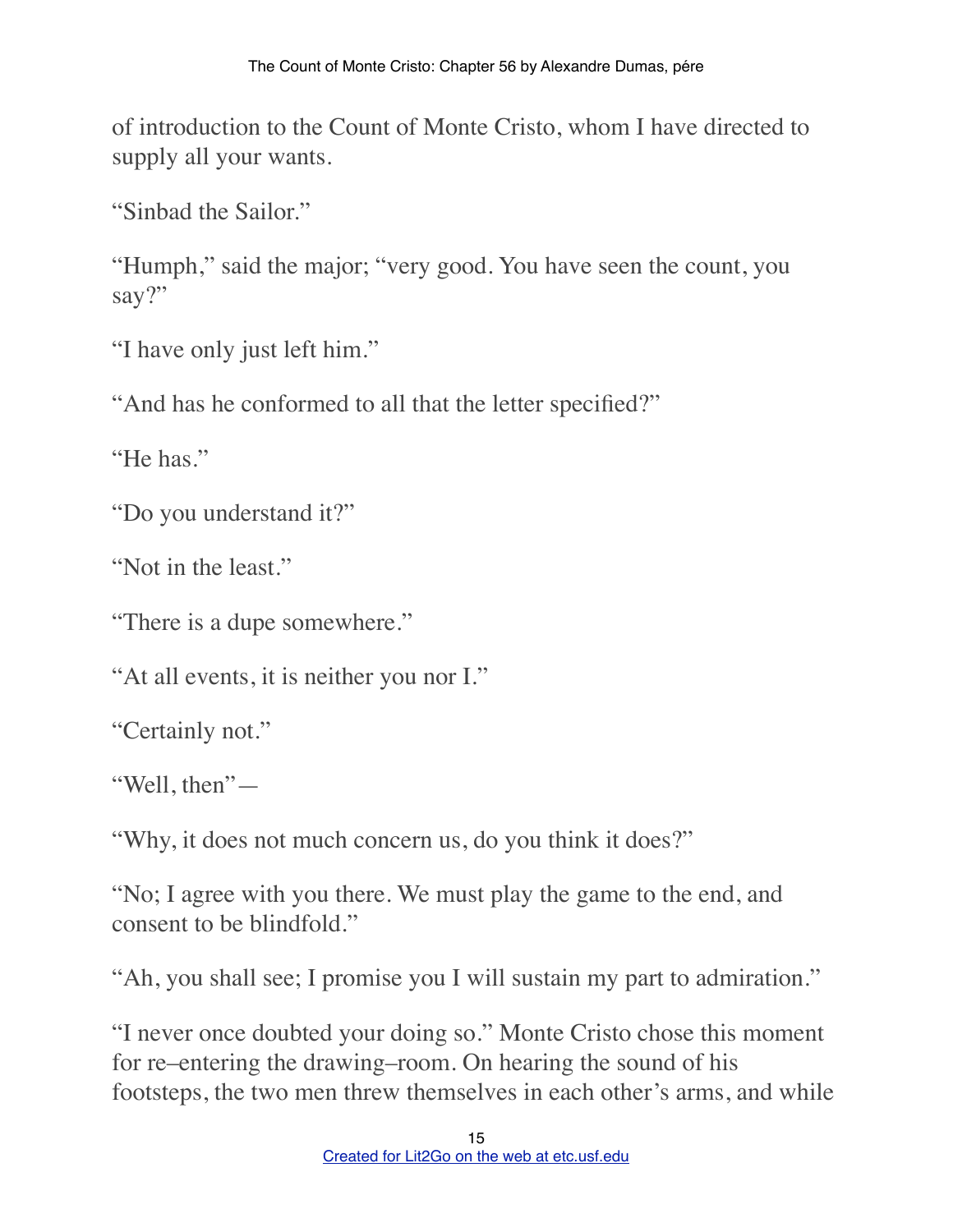of introduction to the Count of Monte Cristo, whom I have directed to supply all your wants.

"Sinbad the Sailor."

"Humph," said the major; "very good. You have seen the count, you say?"

"I have only just left him."

"And has he conformed to all that the letter specified?"

"He has."

"Do you understand it?"

"Not in the least."

"There is a dupe somewhere."

"At all events, it is neither you nor I."

"Certainly not."

"Well, then"—

"Why, it does not much concern us, do you think it does?"

"No; I agree with you there. We must play the game to the end, and consent to be blindfold."

"Ah, you shall see; I promise you I will sustain my part to admiration."

"I never once doubted your doing so." Monte Cristo chose this moment for re–entering the drawing–room. On hearing the sound of his footsteps, the two men threw themselves in each other's arms, and while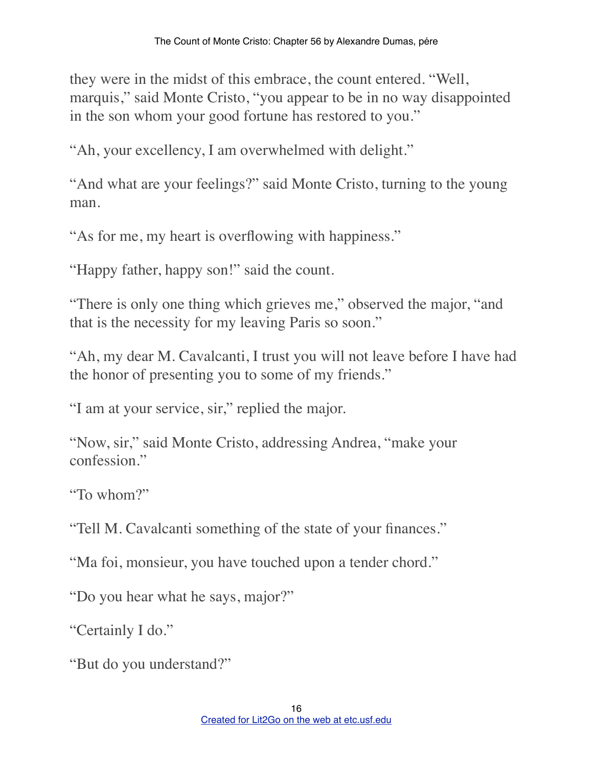they were in the midst of this embrace, the count entered. "Well, marquis," said Monte Cristo, "you appear to be in no way disappointed in the son whom your good fortune has restored to you."

"Ah, your excellency, I am overwhelmed with delight."

"And what are your feelings?" said Monte Cristo, turning to the young man.

"As for me, my heart is overflowing with happiness."

"Happy father, happy son!" said the count.

"There is only one thing which grieves me," observed the major, "and that is the necessity for my leaving Paris so soon."

"Ah, my dear M. Cavalcanti, I trust you will not leave before I have had the honor of presenting you to some of my friends."

"I am at your service, sir," replied the major.

"Now, sir," said Monte Cristo, addressing Andrea, "make your confession."

"To whom?"

"Tell M. Cavalcanti something of the state of your finances."

"Ma foi, monsieur, you have touched upon a tender chord."

"Do you hear what he says, major?"

"Certainly I do."

"But do you understand?"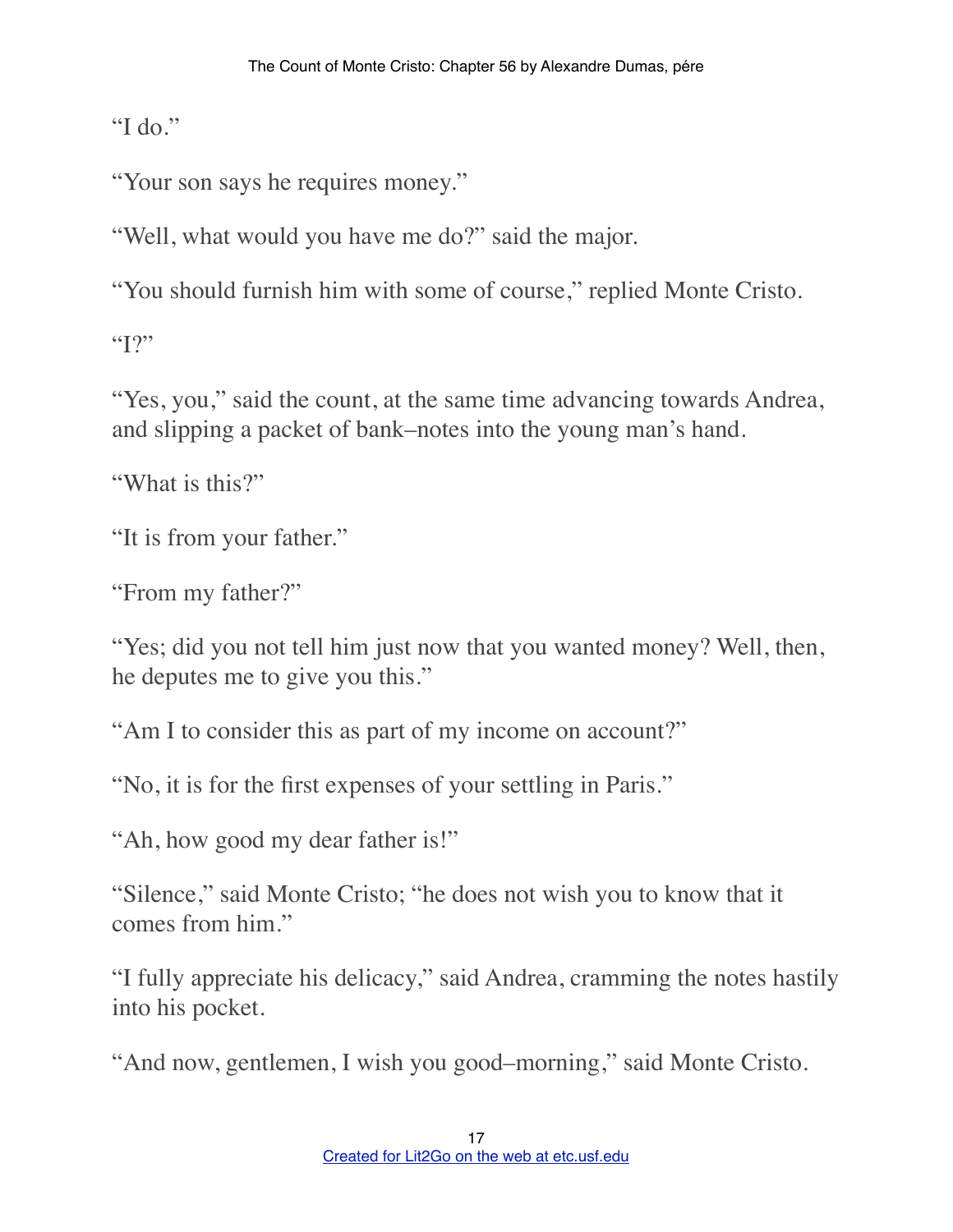"I do."

"Your son says he requires money."

"Well, what would you have me do?" said the major.

"You should furnish him with some of course," replied Monte Cristo.

"I?"

"Yes, you," said the count, at the same time advancing towards Andrea, and slipping a packet of bank–notes into the young man's hand.

"What is this?"

"It is from your father."

"From my father?"

"Yes; did you not tell him just now that you wanted money? Well, then, he deputes me to give you this."

"Am I to consider this as part of my income on account?"

"No, it is for the first expenses of your settling in Paris."

"Ah, how good my dear father is!"

"Silence," said Monte Cristo; "he does not wish you to know that it comes from him."

"I fully appreciate his delicacy," said Andrea, cramming the notes hastily into his pocket.

"And now, gentlemen, I wish you good–morning," said Monte Cristo.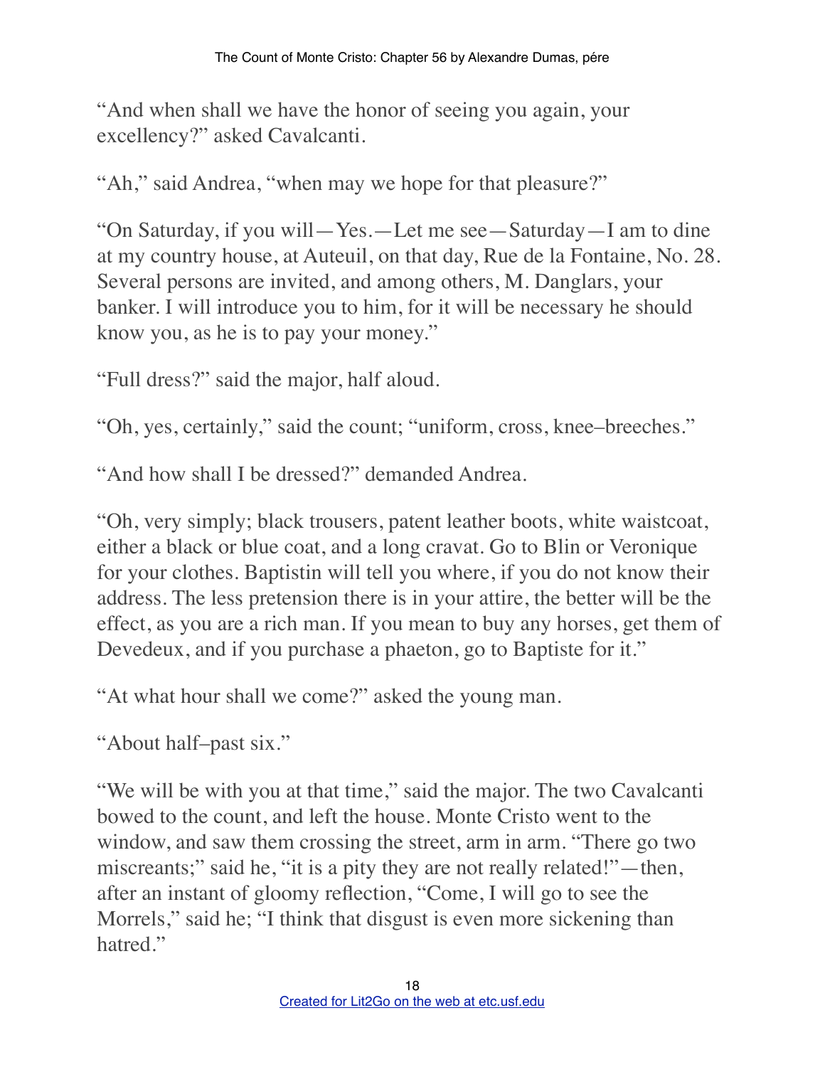"And when shall we have the honor of seeing you again, your excellency?" asked Cavalcanti.

"Ah," said Andrea, "when may we hope for that pleasure?"

"On Saturday, if you will—Yes.—Let me see—Saturday—I am to dine at my country house, at Auteuil, on that day, Rue de la Fontaine, No. 28. Several persons are invited, and among others, M. Danglars, your banker. I will introduce you to him, for it will be necessary he should know you, as he is to pay your money."

"Full dress?" said the major, half aloud.

"Oh, yes, certainly," said the count; "uniform, cross, knee–breeches."

"And how shall I be dressed?" demanded Andrea.

"Oh, very simply; black trousers, patent leather boots, white waistcoat, either a black or blue coat, and a long cravat. Go to Blin or Veronique for your clothes. Baptistin will tell you where, if you do not know their address. The less pretension there is in your attire, the better will be the effect, as you are a rich man. If you mean to buy any horses, get them of Devedeux, and if you purchase a phaeton, go to Baptiste for it."

"At what hour shall we come?" asked the young man.

"About half–past six."

"We will be with you at that time," said the major. The two Cavalcanti bowed to the count, and left the house. Monte Cristo went to the window, and saw them crossing the street, arm in arm. "There go two miscreants;" said he, "it is a pity they are not really related!"—then, after an instant of gloomy reflection, "Come, I will go to see the Morrels," said he; "I think that disgust is even more sickening than hatred."